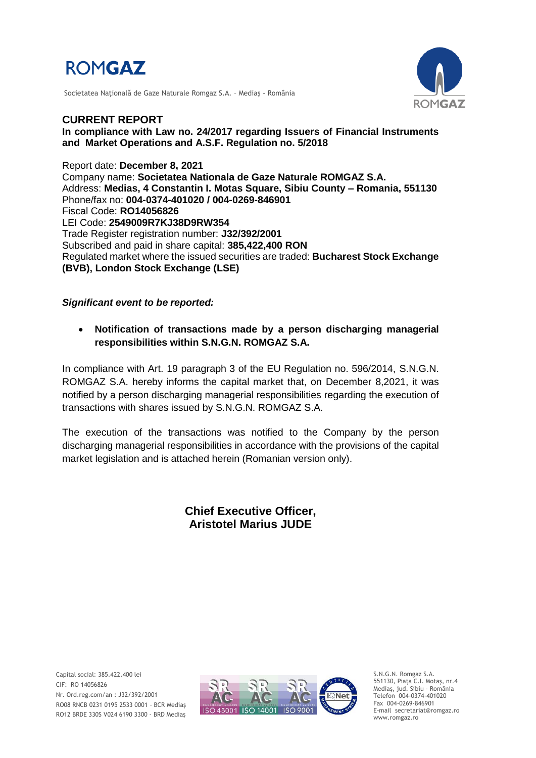# ROMGAZ

Societatea Națională de Gaze Naturale Romgaz S.A. – Mediaș - România

## CURRENT REPORT

**In compliance with Law no. 24/2017 regarding Issuers of Financial Instruments and Market Operations and A.S.F. Regulation no. 5/2018**

Report date: **December 8, 2021**
Company name: **Societatea Nationala de Gaze Naturale ROMGAZ S.A.**
Address: **Medias, 4 Constantin I. Motas Square, Sibiu County – Romania, 551130**
Phone/fax no: **004-0374-401020 / 004-0269-846901**
Fiscal Code: **RO14056826**
LEI Code: **2549009R7KJ38D9RW354**
Trade Register registration number: **J32/392/2001**
Subscribed and paid in share capital: **385,422,400 RON**
Regulated market where the issued securities are traded: **Bucharest Stock Exchange (BVB), London Stock Exchange (LSE)**

***Significant event to be reported:***

- **Notification of transactions made by a person discharging managerial responsibilities within S.N.G.N. ROMGAZ S.A.**

In compliance with Art. 19 paragraph 3 of the EU Regulation no. 596/2014, S.N.G.N. ROMGAZ S.A. hereby informs the capital market that, on December 8,2021, it was notified by a person discharging managerial responsibilities regarding the execution of transactions with shares issued by S.N.G.N. ROMGAZ S.A.

The execution of the transactions was notified to the Company by the person discharging managerial responsibilities in accordance with the provisions of the capital market legislation and is attached herein (Romanian version only).

**Chief Executive Officer,**
**Aristotel Marius JUDE**

Capital social: 385.422.400 lei
CIF: RO 14056826
Nr. Ord.reg.com/an : J32/392/2001
RO08 RNCB 0231 0195 2533 0001 - BCR Mediaş
RO12 BRDE 330S V024 6190 3300 - BRD Mediaş

S.N.G.N. Romgaz S.A.
551130, Piața C.I. Motaş, nr.4
Mediaş, jud. Sibiu - România
Telefon 004-0374-401020
Fax 004-0269-846901
E-mail secretariat@romgaz.ro
www.romgaz.ro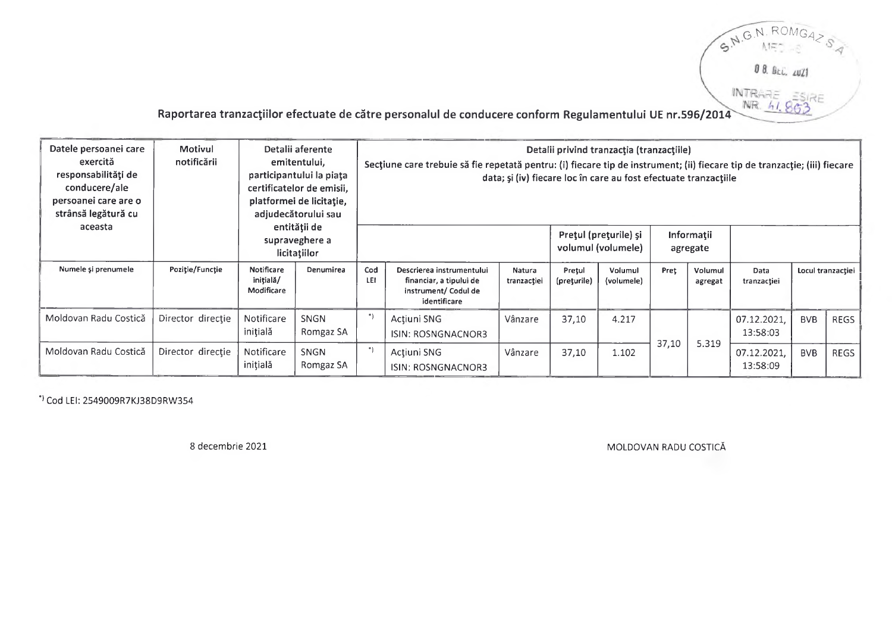S.N.G.N. ROMGAZ S.A.
MEDIAȘ
08. DEC. 2021
INTRARE IEȘIRE
NR. 41.863

## Raportarea tranzacţiilor efectuate de către personalul de conducere conform Regulamentului UE nr.596/2014

| Datele persoanei care exercită responsabilităţi de conducere/ale persoanei care are o strânsă legătură cu aceasta | Motivul notificării | Detalii aferente emitentului, participantului la piaţa certificatelor de emisii, platformei de licitaţie, adjudecătorului sau entităţii de supraveghere a licitaţiilor | | Detalii privind tranzacţia (tranzacţiile) Secţiune care trebuie să fie repetată pentru: (i) fiecare tip de instrument; (ii) fiecare tip de tranzacţie; (iii) fiecare data; şi (iv) fiecare loc în care au fost efectuate tranzacţiile | | | | | | | | | |
|---|---|---|---|---|---|---|---|---|---|---|---|---|---|
| | | | | | | | Preţul (preţurile) şi volumul (volumele) | | Informaţii agregate | | | | |
| Numele şi prenumele | Poziţie/Funcţie | Notificare iniţială/ Modificare | Denumirea | Cod LEI | Descrierea instrumentului financiar, a tipului de instrument/ Codul de identificare | Natura tranzacţiei | Preţul (preţurile) | Volumul (volumele) | Preţ | Volumul agregat | Data tranzacţiei | Locul tranzacţiei | |
| Moldovan Radu Costică | Director direcţie | Notificare iniţială | SNGN Romgaz SA | *) | Acţiuni SNG ISIN: ROSNGNACNOR3 | Vânzare | 37,10 | 4.217 | 37,10 | 5.319 | 07.12.2021, 13:58:03 | BVB | REGS |
| Moldovan Radu Costică | Director direcţie | Notificare iniţială | SNGN Romgaz SA | *) | Acţiuni SNG ISIN: ROSNGNACNOR3 | Vânzare | 37,10 | 1.102 | | | 07.12.2021, 13:58:09 | BVB | REGS |

*) Cod LEI: 2549009R7KJ38D9RW354

8 decembrie 2021

MOLDOVAN RADU COSTICĂ